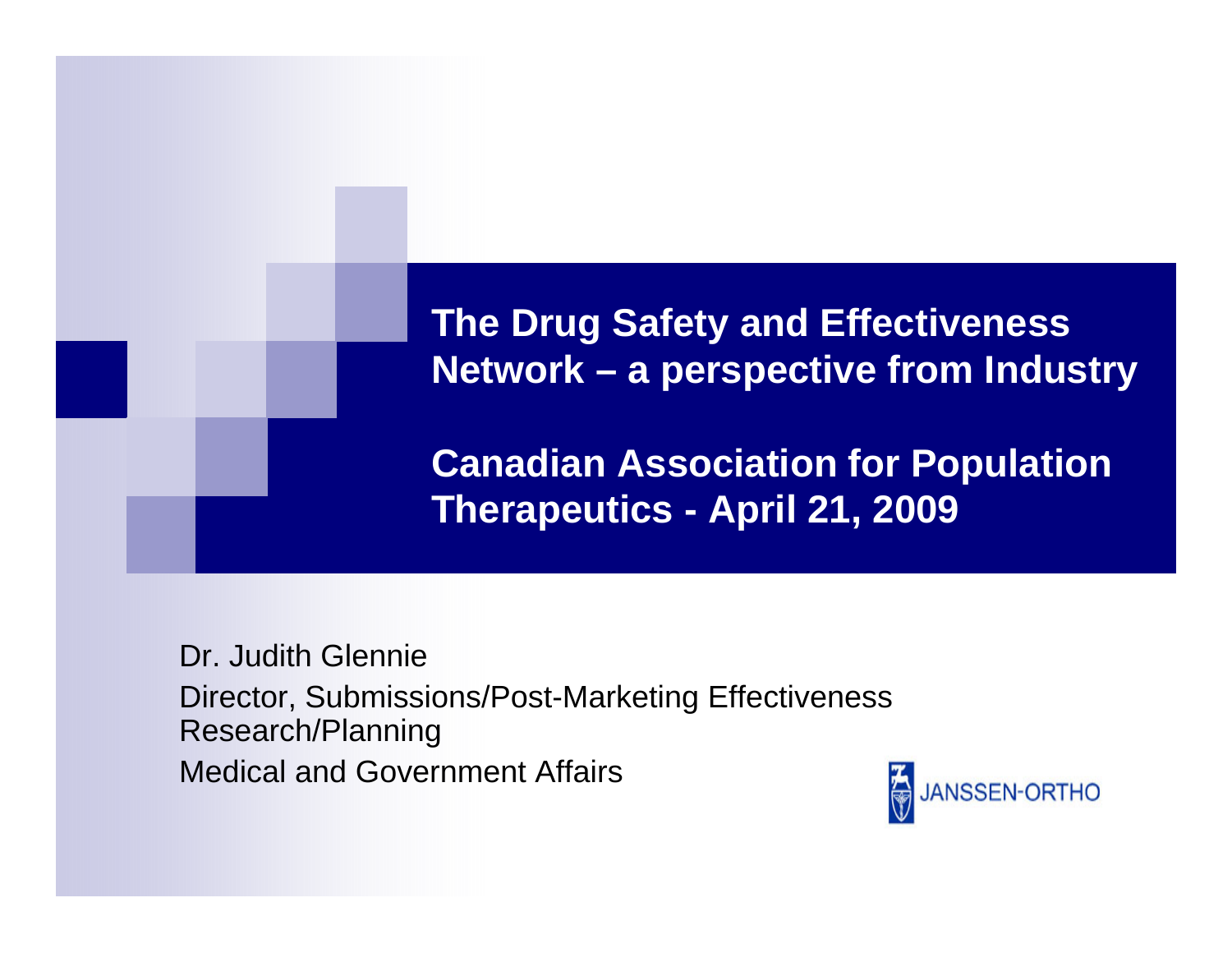# The Drug Safety and Effectiveness Network – a perspective from Industry

## Canadian Association for Population Therapeutics - April 21, 2009

Dr. Judith Glennie

Director, Submissions/Post-Marketing Effectiveness Research/Planning

Medical and Government Affairs

JANSSEN-ORTHO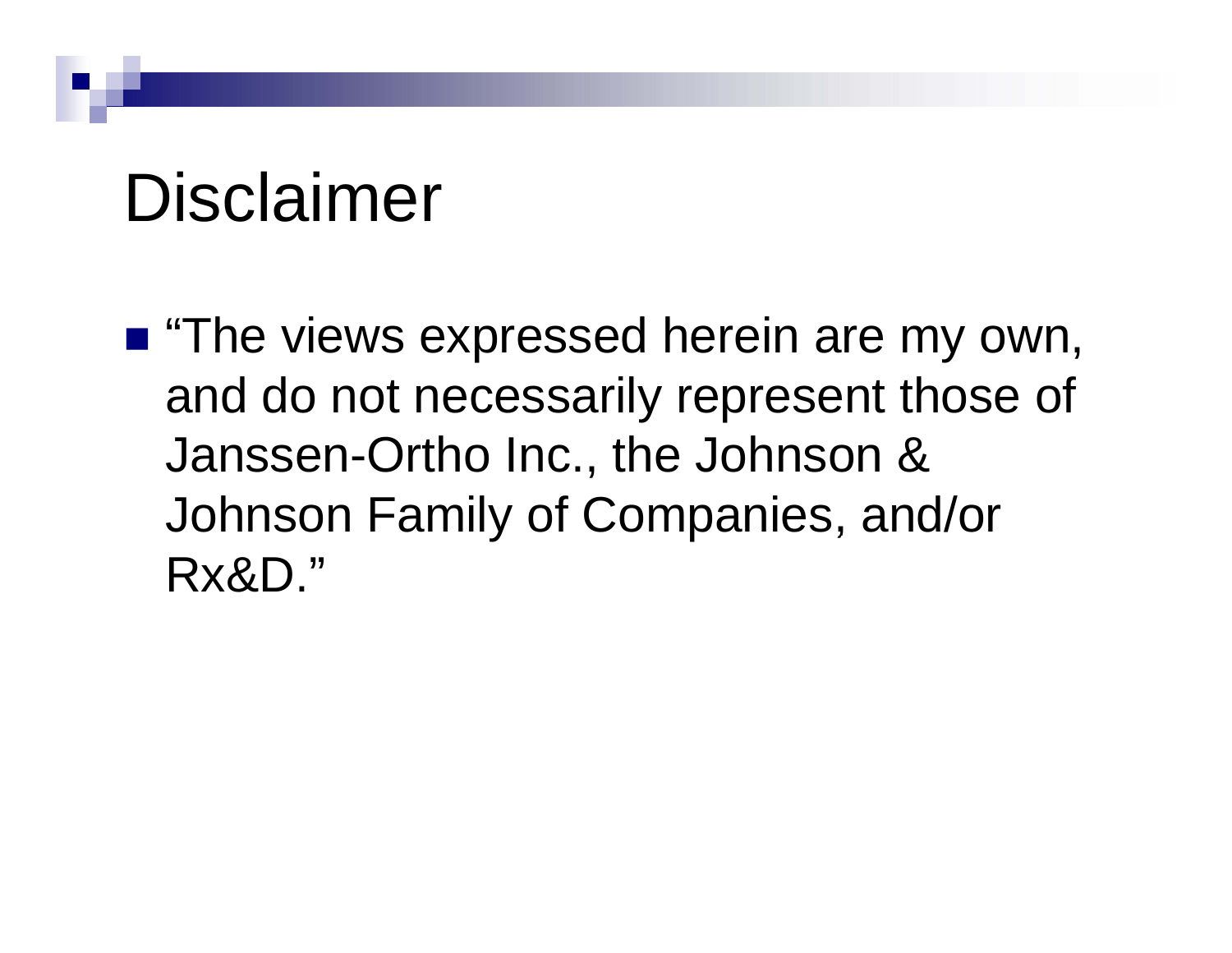# Disclaimer

- "The views expressed herein are my own, and do not necessarily represent those of Janssen-Ortho Inc., the Johnson & Johnson Family of Companies, and/or Rx&D."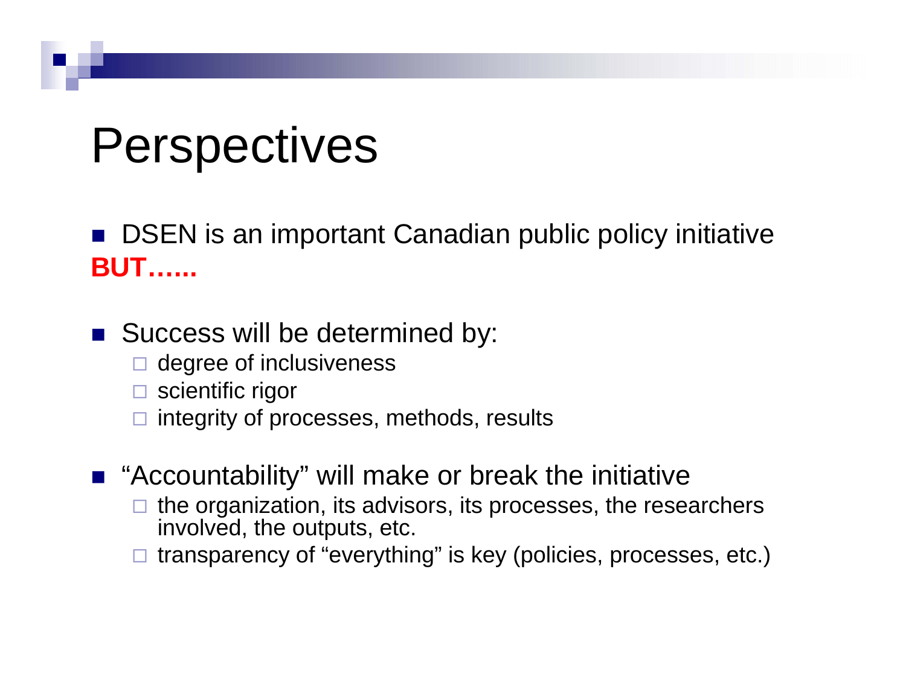# Perspectives

- DSEN is an important Canadian public policy initiative

**BUT……**

- Success will be determined by:
  - degree of inclusiveness
  - scientific rigor
  - integrity of processes, methods, results
- "Accountability" will make or break the initiative
  - the organization, its advisors, its processes, the researchers involved, the outputs, etc.
  - transparency of "everything" is key (policies, processes, etc.)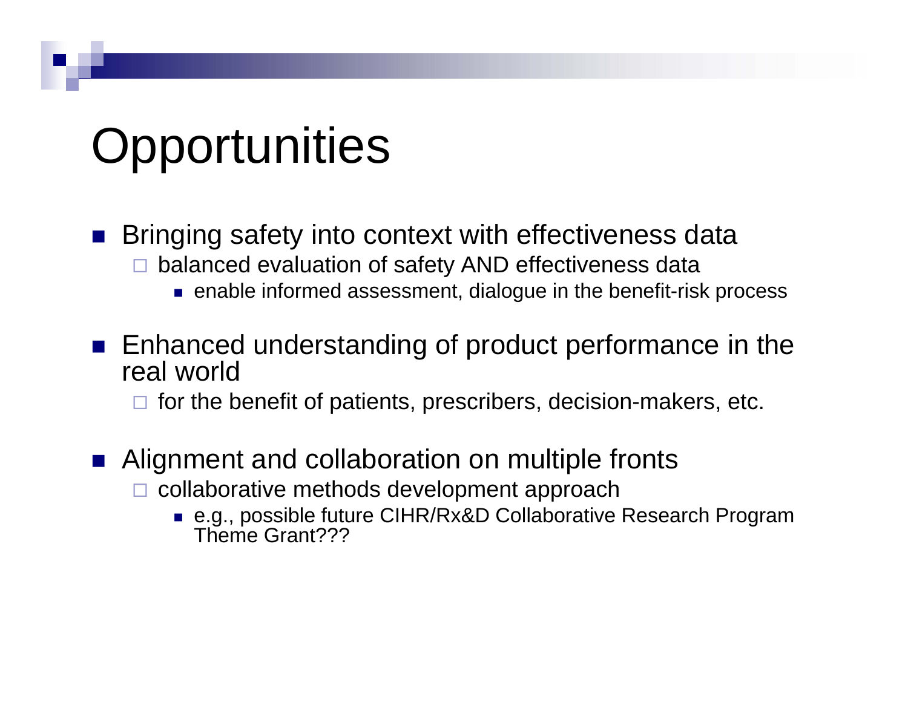# Opportunities

- Bringing safety into context with effectiveness data
  - balanced evaluation of safety AND effectiveness data
    - enable informed assessment, dialogue in the benefit-risk process
- Enhanced understanding of product performance in the real world
  - for the benefit of patients, prescribers, decision-makers, etc.
- Alignment and collaboration on multiple fronts
  - collaborative methods development approach
    - e.g., possible future CIHR/Rx&D Collaborative Research Program Theme Grant???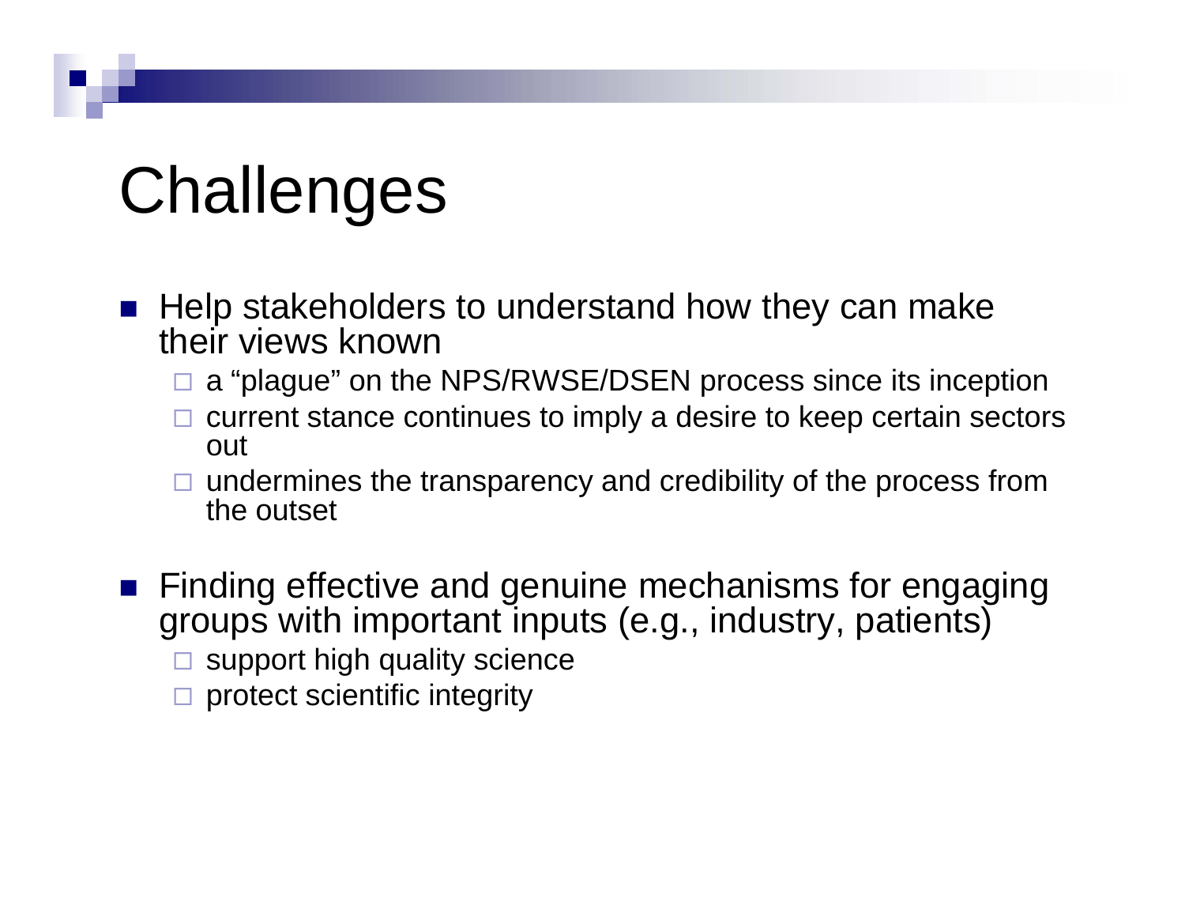# Challenges

- Help stakeholders to understand how they can make their views known
  - a “plague” on the NPS/RWSE/DSEN process since its inception
  - current stance continues to imply a desire to keep certain sectors out
  - undermines the transparency and credibility of the process from the outset
- Finding effective and genuine mechanisms for engaging groups with important inputs (e.g., industry, patients)
  - support high quality science
  - protect scientific integrity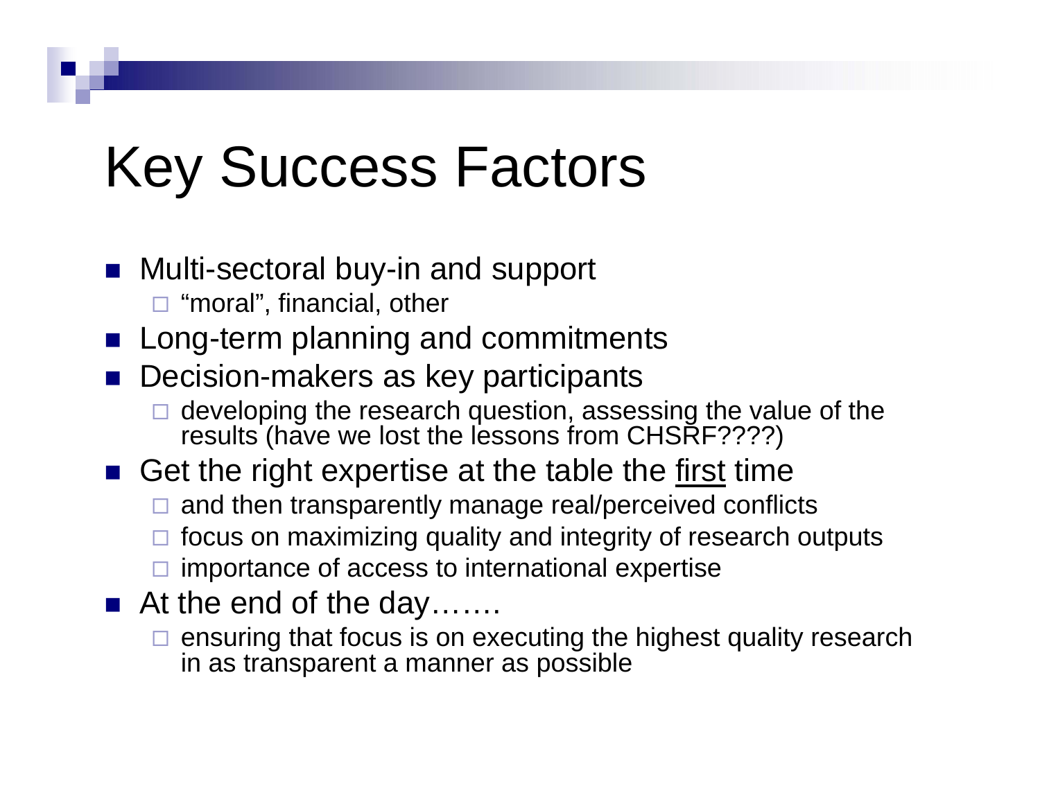# Key Success Factors

- Multi-sectoral buy-in and support
  - "moral", financial, other
- Long-term planning and commitments
- Decision-makers as key participants
  - developing the research question, assessing the value of the results (have we lost the lessons from CHSRF????)
- Get the right expertise at the table the <u>first</u> time
  - and then transparently manage real/perceived conflicts
  - focus on maximizing quality and integrity of research outputs
  - importance of access to international expertise
- At the end of the day…….
  - ensuring that focus is on executing the highest quality research in as transparent a manner as possible